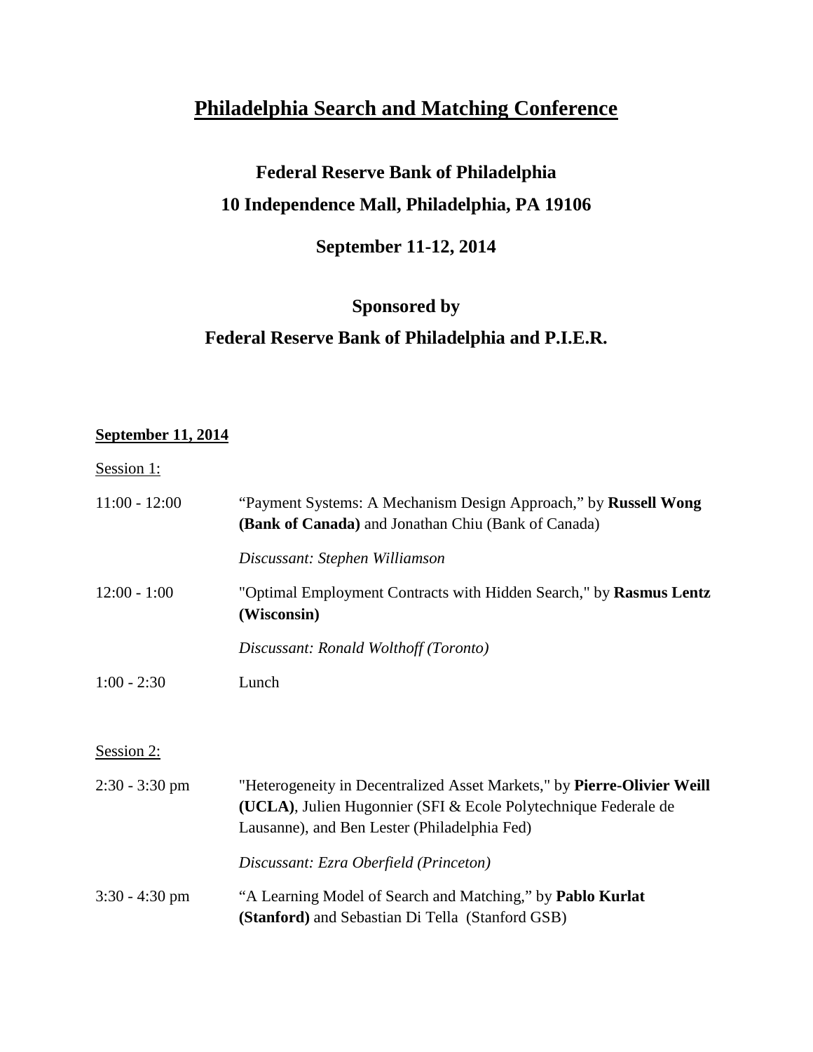# Philadelphia Search and Matching Conference

## Federal Reserve Bank of Philadelphia

## 10 Independence Mall, Philadelphia, PA 19106

## September 11-12, 2014

## Sponsored by

## Federal Reserve Bank of Philadelphia and P.I.E.R.

**September 11, 2014**

Session 1:

11:00 - 12:00 — “Payment Systems: A Mechanism Design Approach,” by **Russell Wong (Bank of Canada)** and Jonathan Chiu (Bank of Canada)

*Discussant: Stephen Williamson*

12:00 - 1:00 — "Optimal Employment Contracts with Hidden Search," by **Rasmus Lentz (Wisconsin)**

*Discussant: Ronald Wolthoff (Toronto)*

1:00 - 2:30 — Lunch

Session 2:

2:30 - 3:30 pm — "Heterogeneity in Decentralized Asset Markets," by **Pierre-Olivier Weill (UCLA)**, Julien Hugonnier (SFI & Ecole Polytechnique Federale de Lausanne), and Ben Lester (Philadelphia Fed)

*Discussant: Ezra Oberfield (Princeton)*

3:30 - 4:30 pm — “A Learning Model of Search and Matching,” by **Pablo Kurlat (Stanford)** and Sebastian Di Tella (Stanford GSB)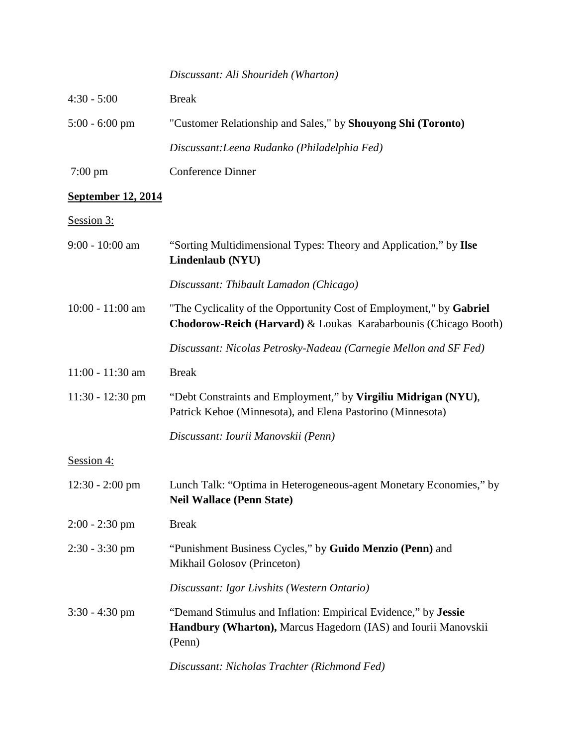| | |
|---|---|
| | *Discussant: Ali Shourideh (Wharton)* |
| 4:30 - 5:00 | Break |
| 5:00 - 6:00 pm | "Customer Relationship and Sales," by **Shouyong Shi (Toronto)** |
| | *Discussant:Leena Rudanko (Philadelphia Fed)* |
| 7:00 pm | Conference Dinner |

**<u>September 12, 2014</u>**

<u>Session 3:</u>

| | |
|---|---|
| 9:00 - 10:00 am | "Sorting Multidimensional Types: Theory and Application," by **Ilse Lindenlaub (NYU)** |
| | *Discussant: Thibault Lamadon (Chicago)* |
| 10:00 - 11:00 am | "The Cyclicality of the Opportunity Cost of Employment," by **Gabriel Chodorow-Reich (Harvard)** & Loukas Karabarbounis (Chicago Booth) |
| | *Discussant: Nicolas Petrosky-Nadeau (Carnegie Mellon and SF Fed)* |
| 11:00 - 11:30 am | Break |
| 11:30 - 12:30 pm | "Debt Constraints and Employment," by **Virgiliu Midrigan (NYU)**, Patrick Kehoe (Minnesota), and Elena Pastorino (Minnesota) |
| | *Discussant: Iourii Manovskii (Penn)* |

<u>Session 4:</u>

| | |
|---|---|
| 12:30 - 2:00 pm | Lunch Talk: "Optima in Heterogeneous-agent Monetary Economies," by **Neil Wallace (Penn State)** |
| 2:00 - 2:30 pm | Break |
| 2:30 - 3:30 pm | "Punishment Business Cycles," by **Guido Menzio (Penn)** and Mikhail Golosov (Princeton) |
| | *Discussant: Igor Livshits (Western Ontario)* |
| 3:30 - 4:30 pm | "Demand Stimulus and Inflation: Empirical Evidence," by **Jessie Handbury (Wharton),** Marcus Hagedorn (IAS) and Iourii Manovskii (Penn) |
| | *Discussant: Nicholas Trachter (Richmond Fed)* |